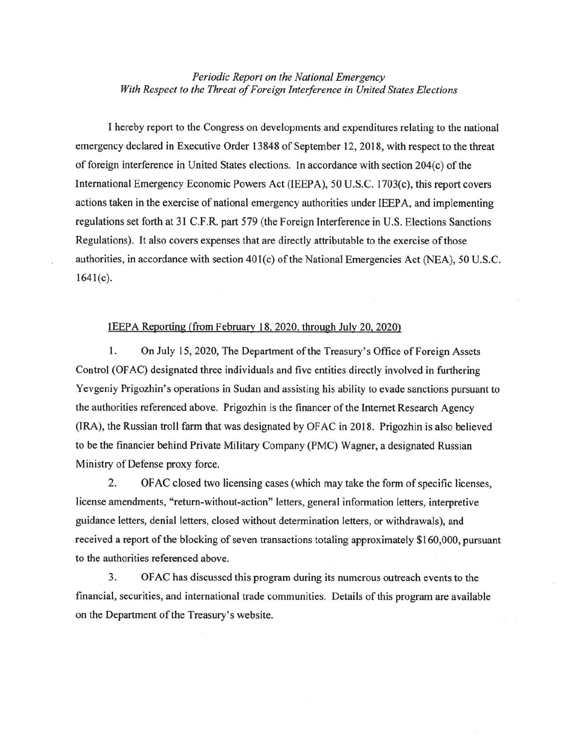*Periodic Report on the National Emergency*
*With Respect to the Threat of Foreign Interference in United States Elections*

I hereby report to the Congress on developments and expenditures relating to the national emergency declared in Executive Order 13848 of September 12, 2018, with respect to the threat of foreign interference in United States elections. In accordance with section 204(c) of the International Emergency Economic Powers Act (IEEPA), 50 U.S.C. 1703(c), this report covers actions taken in the exercise of national emergency authorities under IEEPA, and implementing regulations set forth at 31 C.F.R. part 579 (the Foreign Interference in U.S. Elections Sanctions Regulations). It also covers expenses that are directly attributable to the exercise of those authorities, in accordance with section 401(c) of the National Emergencies Act (NEA), 50 U.S.C. 1641(c).

## IEEPA Reporting (from February 18, 2020, through July 20, 2020)

1. On July 15, 2020, The Department of the Treasury's Office of Foreign Assets Control (OFAC) designated three individuals and five entities directly involved in furthering Yevgeniy Prigozhin's operations in Sudan and assisting his ability to evade sanctions pursuant to the authorities referenced above. Prigozhin is the financer of the Internet Research Agency (IRA), the Russian troll farm that was designated by OFAC in 2018. Prigozhin is also believed to be the financier behind Private Military Company (PMC) Wagner, a designated Russian Ministry of Defense proxy force.

2. OFAC closed two licensing cases (which may take the form of specific licenses, license amendments, "return-without-action" letters, general information letters, interpretive guidance letters, denial letters, closed without determination letters, or withdrawals), and received a report of the blocking of seven transactions totaling approximately $160,000, pursuant to the authorities referenced above.

3. OFAC has discussed this program during its numerous outreach events to the financial, securities, and international trade communities. Details of this program are available on the Department of the Treasury's website.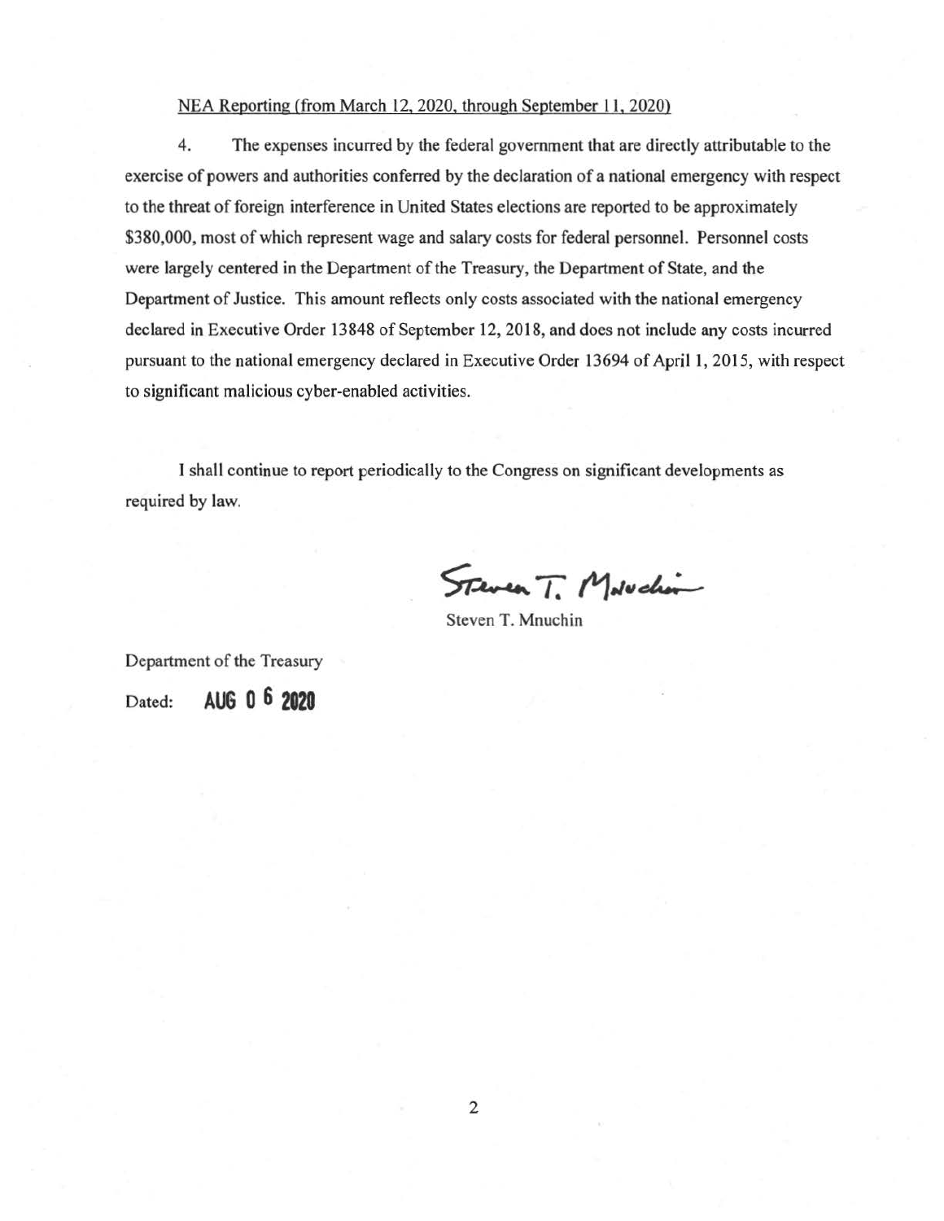NEA Reporting (from March 12, 2020, through September 11, 2020)

4. The expenses incurred by the federal government that are directly attributable to the exercise of powers and authorities conferred by the declaration of a national emergency with respect to the threat of foreign interference in United States elections are reported to be approximately $380,000, most of which represent wage and salary costs for federal personnel. Personnel costs were largely centered in the Department of the Treasury, the Department of State, and the Department of Justice. This amount reflects only costs associated with the national emergency declared in Executive Order 13848 of September 12, 2018, and does not include any costs incurred pursuant to the national emergency declared in Executive Order 13694 of April 1, 2015, with respect to significant malicious cyber-enabled activities.

I shall continue to report periodically to the Congress on significant developments as required by law.

Steven T. Mnuchin

Steven T. Mnuchin

Department of the Treasury

Dated: AUG 0 6 2020